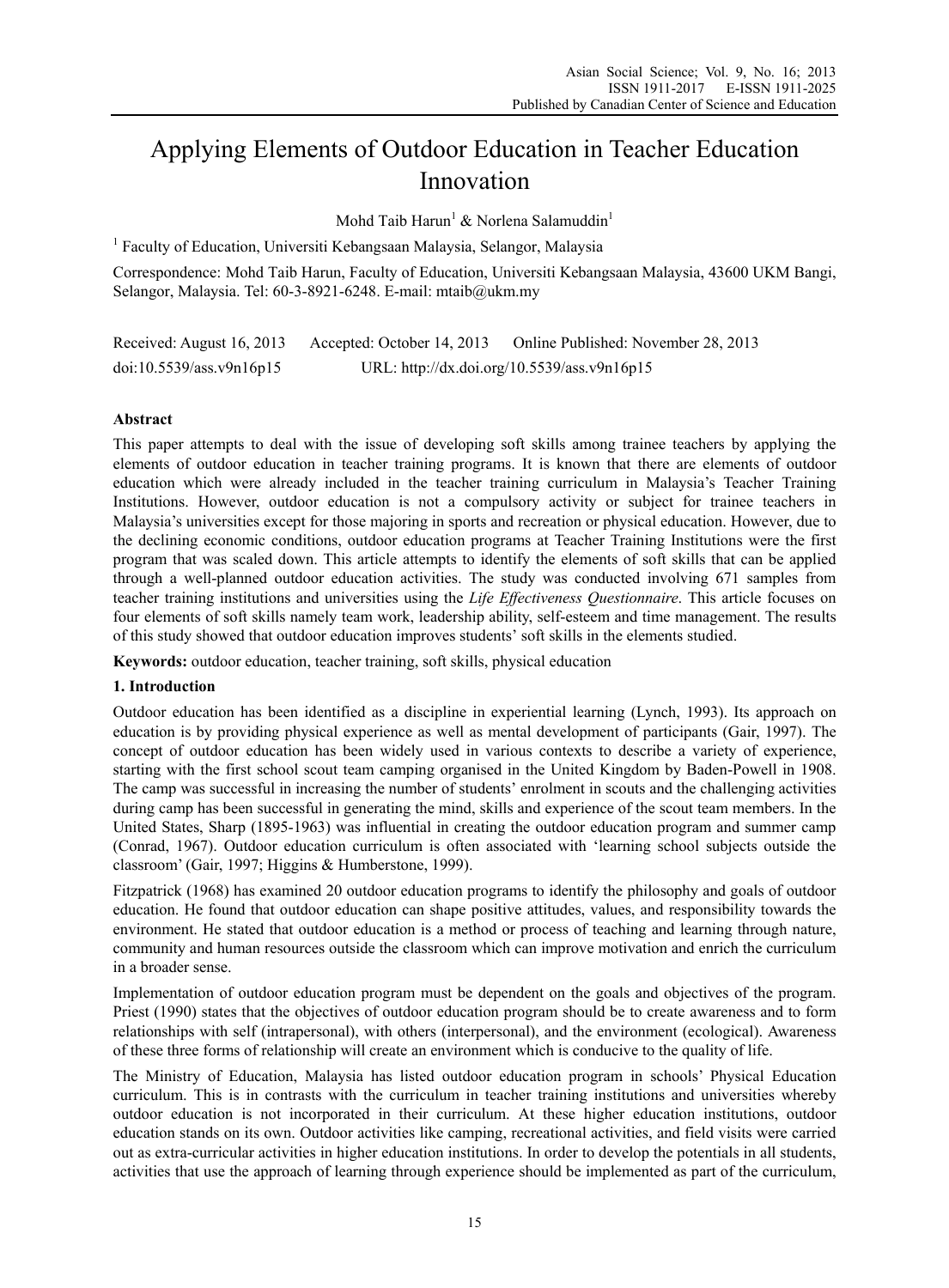# Applying Elements of Outdoor Education in Teacher Education Innovation

Mohd Taib Harun[1] & Norlena Salamuddin[1]

[1] Faculty of Education, Universiti Kebangsaan Malaysia, Selangor, Malaysia

Correspondence: Mohd Taib Harun, Faculty of Education, Universiti Kebangsaan Malaysia, 43600 UKM Bangi, Selangor, Malaysia. Tel: 60-3-8921-6248. E-mail: mtaib@ukm.my

Received: August 16, 2013 Accepted: October 14, 2013 Online Published: November 28, 2013

doi:10.5539/ass.v9n16p15 URL: http://dx.doi.org/10.5539/ass.v9n16p15

## Abstract

This paper attempts to deal with the issue of developing soft skills among trainee teachers by applying the elements of outdoor education in teacher training programs. It is known that there are elements of outdoor education which were already included in the teacher training curriculum in Malaysia's Teacher Training Institutions. However, outdoor education is not a compulsory activity or subject for trainee teachers in Malaysia's universities except for those majoring in sports and recreation or physical education. However, due to the declining economic conditions, outdoor education programs at Teacher Training Institutions were the first program that was scaled down. This article attempts to identify the elements of soft skills that can be applied through a well-planned outdoor education activities. The study was conducted involving 671 samples from teacher training institutions and universities using the *Life Effectiveness Questionnaire*. This article focuses on four elements of soft skills namely team work, leadership ability, self-esteem and time management. The results of this study showed that outdoor education improves students' soft skills in the elements studied.

**Keywords:** outdoor education, teacher training, soft skills, physical education

## 1. Introduction

Outdoor education has been identified as a discipline in experiential learning (Lynch, 1993). Its approach on education is by providing physical experience as well as mental development of participants (Gair, 1997). The concept of outdoor education has been widely used in various contexts to describe a variety of experience, starting with the first school scout team camping organised in the United Kingdom by Baden-Powell in 1908. The camp was successful in increasing the number of students' enrolment in scouts and the challenging activities during camp has been successful in generating the mind, skills and experience of the scout team members. In the United States, Sharp (1895-1963) was influential in creating the outdoor education program and summer camp (Conrad, 1967). Outdoor education curriculum is often associated with 'learning school subjects outside the classroom' (Gair, 1997; Higgins & Humberstone, 1999).

Fitzpatrick (1968) has examined 20 outdoor education programs to identify the philosophy and goals of outdoor education. He found that outdoor education can shape positive attitudes, values, and responsibility towards the environment. He stated that outdoor education is a method or process of teaching and learning through nature, community and human resources outside the classroom which can improve motivation and enrich the curriculum in a broader sense.

Implementation of outdoor education program must be dependent on the goals and objectives of the program. Priest (1990) states that the objectives of outdoor education program should be to create awareness and to form relationships with self (intrapersonal), with others (interpersonal), and the environment (ecological). Awareness of these three forms of relationship will create an environment which is conducive to the quality of life.

The Ministry of Education, Malaysia has listed outdoor education program in schools' Physical Education curriculum. This is in contrasts with the curriculum in teacher training institutions and universities whereby outdoor education is not incorporated in their curriculum. At these higher education institutions, outdoor education stands on its own. Outdoor activities like camping, recreational activities, and field visits were carried out as extra-curricular activities in higher education institutions. In order to develop the potentials in all students, activities that use the approach of learning through experience should be implemented as part of the curriculum,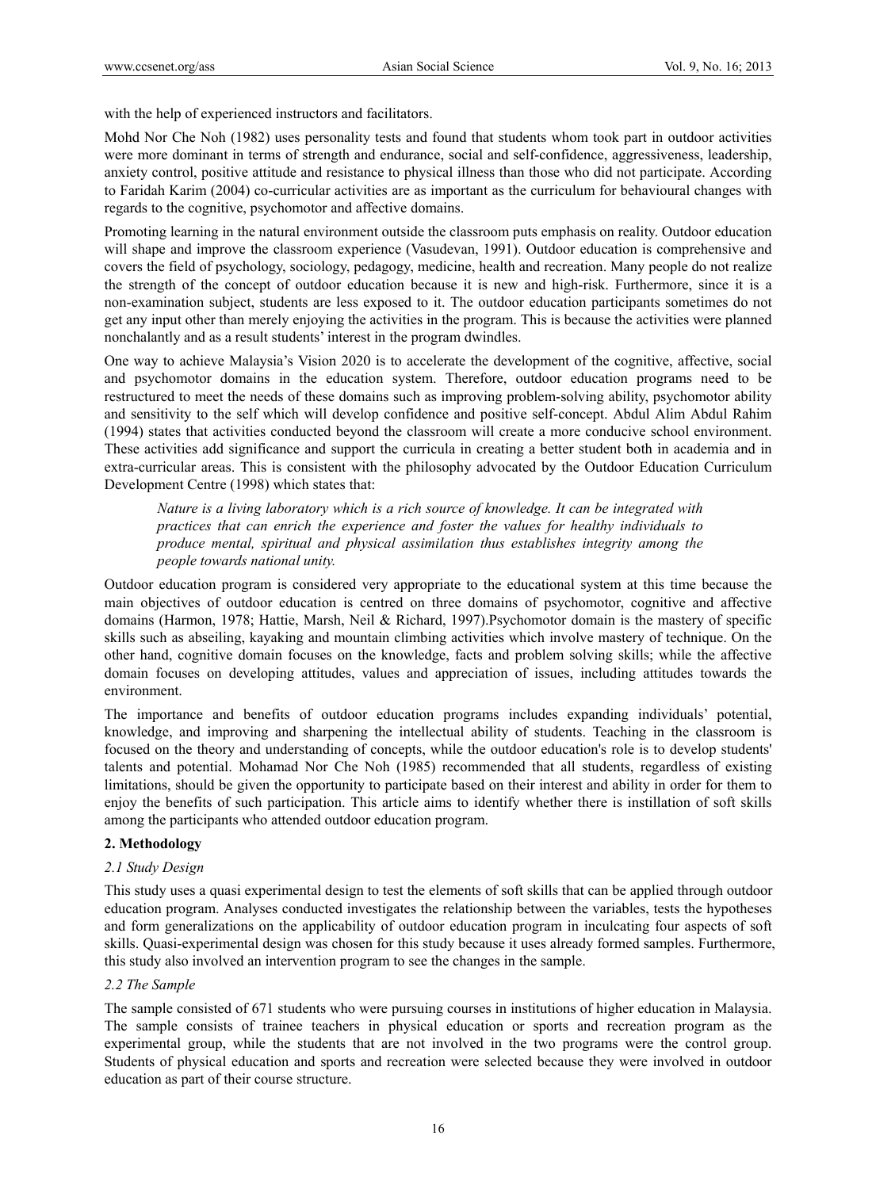with the help of experienced instructors and facilitators.

Mohd Nor Che Noh (1982) uses personality tests and found that students whom took part in outdoor activities were more dominant in terms of strength and endurance, social and self-confidence, aggressiveness, leadership, anxiety control, positive attitude and resistance to physical illness than those who did not participate. According to Faridah Karim (2004) co-curricular activities are as important as the curriculum for behavioural changes with regards to the cognitive, psychomotor and affective domains.

Promoting learning in the natural environment outside the classroom puts emphasis on reality. Outdoor education will shape and improve the classroom experience (Vasudevan, 1991). Outdoor education is comprehensive and covers the field of psychology, sociology, pedagogy, medicine, health and recreation. Many people do not realize the strength of the concept of outdoor education because it is new and high-risk. Furthermore, since it is a non-examination subject, students are less exposed to it. The outdoor education participants sometimes do not get any input other than merely enjoying the activities in the program. This is because the activities were planned nonchalantly and as a result students' interest in the program dwindles.

One way to achieve Malaysia's Vision 2020 is to accelerate the development of the cognitive, affective, social and psychomotor domains in the education system. Therefore, outdoor education programs need to be restructured to meet the needs of these domains such as improving problem-solving ability, psychomotor ability and sensitivity to the self which will develop confidence and positive self-concept. Abdul Alim Abdul Rahim (1994) states that activities conducted beyond the classroom will create a more conducive school environment. These activities add significance and support the curricula in creating a better student both in academia and in extra-curricular areas. This is consistent with the philosophy advocated by the Outdoor Education Curriculum Development Centre (1998) which states that:

> *Nature is a living laboratory which is a rich source of knowledge. It can be integrated with practices that can enrich the experience and foster the values for healthy individuals to produce mental, spiritual and physical assimilation thus establishes integrity among the people towards national unity.*

Outdoor education program is considered very appropriate to the educational system at this time because the main objectives of outdoor education is centred on three domains of psychomotor, cognitive and affective domains (Harmon, 1978; Hattie, Marsh, Neil & Richard, 1997).Psychomotor domain is the mastery of specific skills such as abseiling, kayaking and mountain climbing activities which involve mastery of technique. On the other hand, cognitive domain focuses on the knowledge, facts and problem solving skills; while the affective domain focuses on developing attitudes, values and appreciation of issues, including attitudes towards the environment.

The importance and benefits of outdoor education programs includes expanding individuals' potential, knowledge, and improving and sharpening the intellectual ability of students. Teaching in the classroom is focused on the theory and understanding of concepts, while the outdoor education's role is to develop students' talents and potential. Mohamad Nor Che Noh (1985) recommended that all students, regardless of existing limitations, should be given the opportunity to participate based on their interest and ability in order for them to enjoy the benefits of such participation. This article aims to identify whether there is instillation of soft skills among the participants who attended outdoor education program.

## 2. Methodology

### *2.1 Study Design*

This study uses a quasi experimental design to test the elements of soft skills that can be applied through outdoor education program. Analyses conducted investigates the relationship between the variables, tests the hypotheses and form generalizations on the applicability of outdoor education program in inculcating four aspects of soft skills. Quasi-experimental design was chosen for this study because it uses already formed samples. Furthermore, this study also involved an intervention program to see the changes in the sample.

### *2.2 The Sample*

The sample consisted of 671 students who were pursuing courses in institutions of higher education in Malaysia. The sample consists of trainee teachers in physical education or sports and recreation program as the experimental group, while the students that are not involved in the two programs were the control group. Students of physical education and sports and recreation were selected because they were involved in outdoor education as part of their course structure.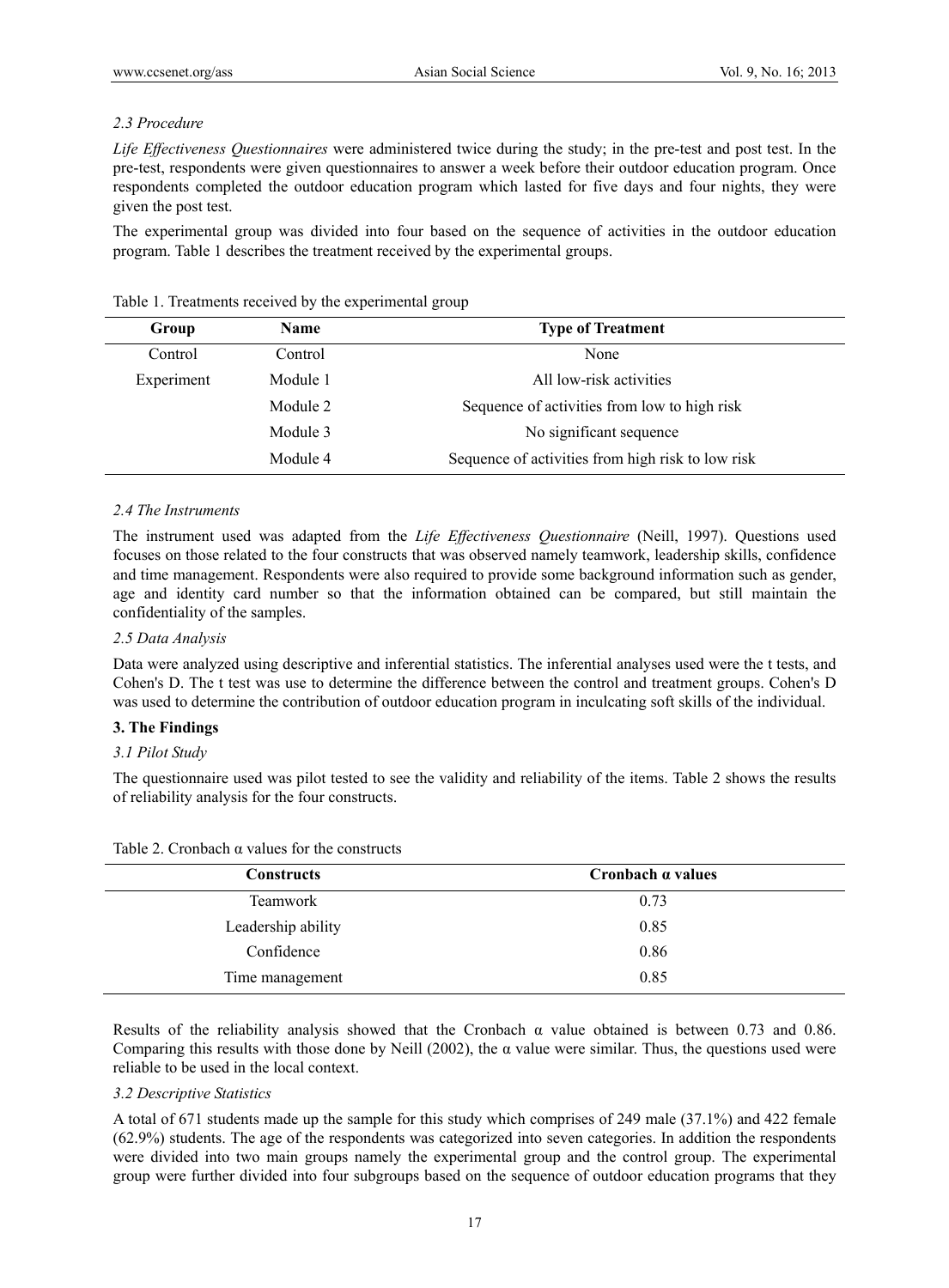### 2.3 Procedure

*Life Effectiveness Questionnaires* were administered twice during the study; in the pre-test and post test. In the pre-test, respondents were given questionnaires to answer a week before their outdoor education program. Once respondents completed the outdoor education program which lasted for five days and four nights, they were given the post test.

The experimental group was divided into four based on the sequence of activities in the outdoor education program. Table 1 describes the treatment received by the experimental groups.

Table 1. Treatments received by the experimental group

| Group | Name | Type of Treatment |
|---|---|---|
| Control | Control | None |
| Experiment | Module 1 | All low-risk activities |
| | Module 2 | Sequence of activities from low to high risk |
| | Module 3 | No significant sequence |
| | Module 4 | Sequence of activities from high risk to low risk |

### 2.4 The Instruments

The instrument used was adapted from the *Life Effectiveness Questionnaire* (Neill, 1997). Questions used focuses on those related to the four constructs that was observed namely teamwork, leadership skills, confidence and time management. Respondents were also required to provide some background information such as gender, age and identity card number so that the information obtained can be compared, but still maintain the confidentiality of the samples.

### 2.5 Data Analysis

Data were analyzed using descriptive and inferential statistics. The inferential analyses used were the t tests, and Cohen's D. The t test was use to determine the difference between the control and treatment groups. Cohen's D was used to determine the contribution of outdoor education program in inculcating soft skills of the individual.

## 3. The Findings

### 3.1 Pilot Study

The questionnaire used was pilot tested to see the validity and reliability of the items. Table 2 shows the results of reliability analysis for the four constructs.

Table 2. Cronbach α values for the constructs

| Constructs | Cronbach α values |
|---|---|
| Teamwork | 0.73 |
| Leadership ability | 0.85 |
| Confidence | 0.86 |
| Time management | 0.85 |

Results of the reliability analysis showed that the Cronbach α value obtained is between 0.73 and 0.86. Comparing this results with those done by Neill (2002), the α value were similar. Thus, the questions used were reliable to be used in the local context.

### 3.2 Descriptive Statistics

A total of 671 students made up the sample for this study which comprises of 249 male (37.1%) and 422 female (62.9%) students. The age of the respondents was categorized into seven categories. In addition the respondents were divided into two main groups namely the experimental group and the control group. The experimental group were further divided into four subgroups based on the sequence of outdoor education programs that they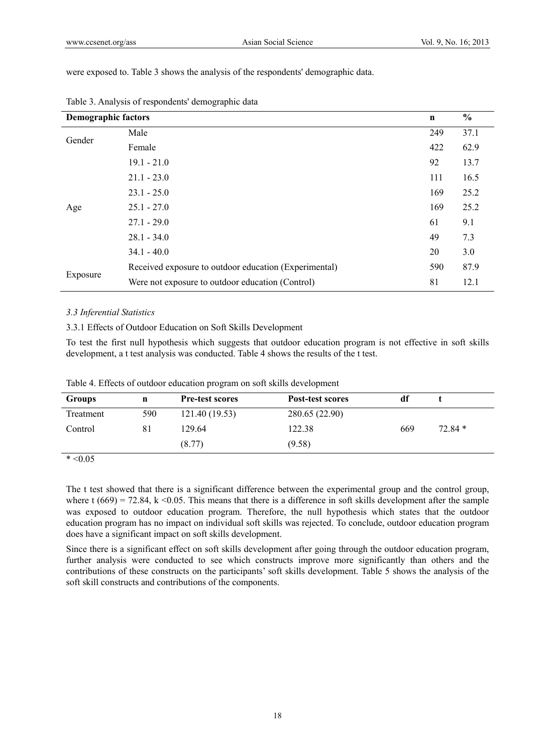were exposed to. Table 3 shows the analysis of the respondents' demographic data.

Table 3. Analysis of respondents' demographic data

| Demographic factors | | n | % |
|---|---|---|---|
| Gender | Male | 249 | 37.1 |
| | Female | 422 | 62.9 |
| Age | 19.1 - 21.0 | 92 | 13.7 |
| | 21.1 - 23.0 | 111 | 16.5 |
| | 23.1 - 25.0 | 169 | 25.2 |
| | 25.1 - 27.0 | 169 | 25.2 |
| | 27.1 - 29.0 | 61 | 9.1 |
| | 28.1 - 34.0 | 49 | 7.3 |
| | 34.1 - 40.0 | 20 | 3.0 |
| Exposure | Received exposure to outdoor education (Experimental) | 590 | 87.9 |
| | Were not exposure to outdoor education (Control) | 81 | 12.1 |

### *3.3 Inferential Statistics*

#### 3.3.1 Effects of Outdoor Education on Soft Skills Development

To test the first null hypothesis which suggests that outdoor education program is not effective in soft skills development, a t test analysis was conducted. Table 4 shows the results of the t test.

Table 4. Effects of outdoor education program on soft skills development

| Groups | n | Pre-test scores | Post-test scores | df | t |
|---|---|---|---|---|---|
| Treatment | 590 | 121.40 (19.53) | 280.65 (22.90) | | |
| Control | 81 | 129.64 (8.77) | 122.38 (9.58) | 669 | 72.84 * |

\* <0.05

The t test showed that there is a significant difference between the experimental group and the control group, where t (669) = 72.84, k <0.05. This means that there is a difference in soft skills development after the sample was exposed to outdoor education program. Therefore, the null hypothesis which states that the outdoor education program has no impact on individual soft skills was rejected. To conclude, outdoor education program does have a significant impact on soft skills development.

Since there is a significant effect on soft skills development after going through the outdoor education program, further analysis were conducted to see which constructs improve more significantly than others and the contributions of these constructs on the participants' soft skills development. Table 5 shows the analysis of the soft skill constructs and contributions of the components.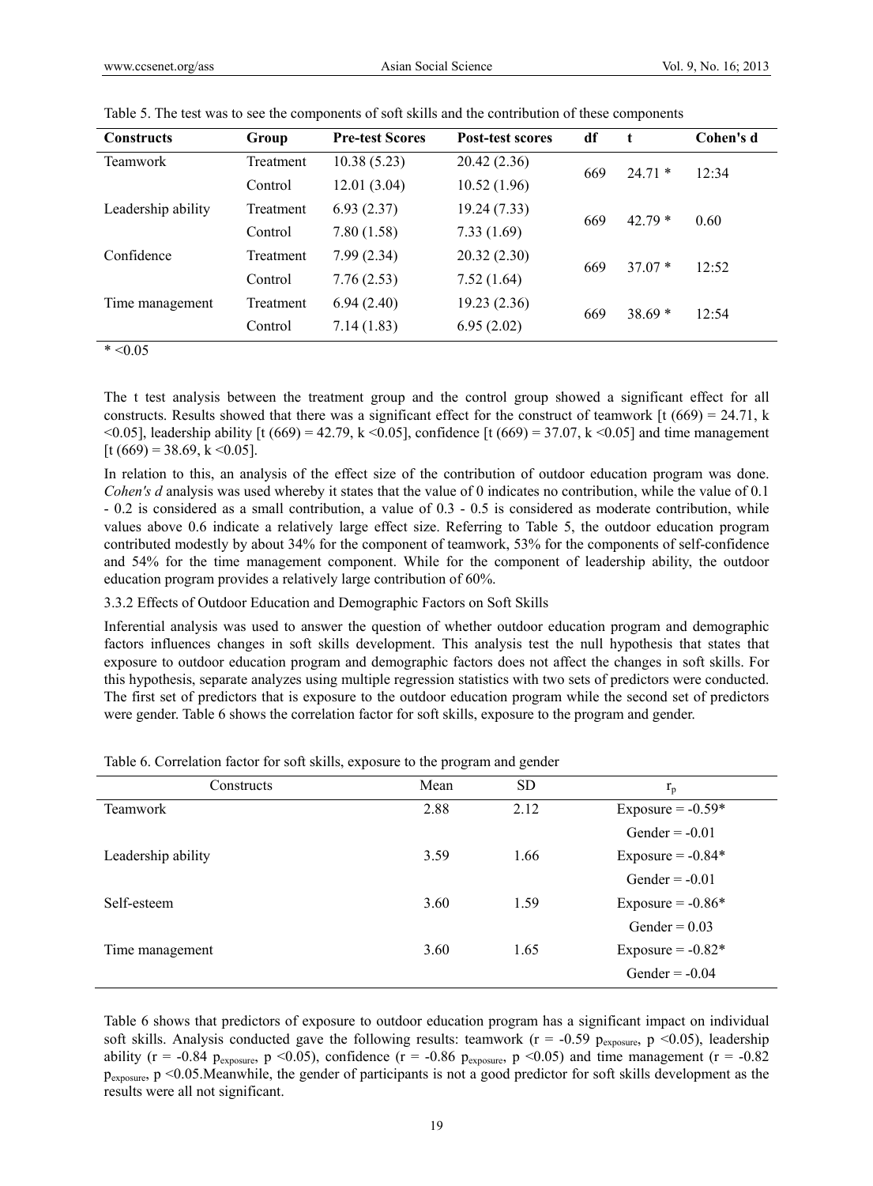Table 5. The test was to see the components of soft skills and the contribution of these components

| Constructs | Group | Pre-test Scores | Post-test scores | df | t | Cohen's d |
|---|---|---|---|---|---|---|
| Teamwork | Treatment | 10.38 (5.23) | 20.42 (2.36) | 669 | 24.71 * | 12:34 |
| | Control | 12.01 (3.04) | 10.52 (1.96) | | | |
| Leadership ability | Treatment | 6.93 (2.37) | 19.24 (7.33) | 669 | 42.79 * | 0.60 |
| | Control | 7.80 (1.58) | 7.33 (1.69) | | | |
| Confidence | Treatment | 7.99 (2.34) | 20.32 (2.30) | 669 | 37.07 * | 12:52 |
| | Control | 7.76 (2.53) | 7.52 (1.64) | | | |
| Time management | Treatment | 6.94 (2.40) | 19.23 (2.36) | 669 | 38.69 * | 12:54 |
| | Control | 7.14 (1.83) | 6.95 (2.02) | | | |

\* <0.05

The t test analysis between the treatment group and the control group showed a significant effect for all constructs. Results showed that there was a significant effect for the construct of teamwork [t (669) = 24.71, k <0.05], leadership ability [t (669) = 42.79, k <0.05], confidence [t (669) = 37.07, k <0.05] and time management [t (669) = 38.69, k <0.05].

In relation to this, an analysis of the effect size of the contribution of outdoor education program was done. *Cohen's d* analysis was used whereby it states that the value of 0 indicates no contribution, while the value of 0.1 - 0.2 is considered as a small contribution, a value of 0.3 - 0.5 is considered as moderate contribution, while values above 0.6 indicate a relatively large effect size. Referring to Table 5, the outdoor education program contributed modestly by about 34% for the component of teamwork, 53% for the components of self-confidence and 54% for the time management component. While for the component of leadership ability, the outdoor education program provides a relatively large contribution of 60%.

### 3.3.2 Effects of Outdoor Education and Demographic Factors on Soft Skills

Inferential analysis was used to answer the question of whether outdoor education program and demographic factors influences changes in soft skills development. This analysis test the null hypothesis that states that exposure to outdoor education program and demographic factors does not affect the changes in soft skills. For this hypothesis, separate analyzes using multiple regression statistics with two sets of predictors were conducted. The first set of predictors that is exposure to the outdoor education program while the second set of predictors were gender. Table 6 shows the correlation factor for soft skills, exposure to the program and gender.

Table 6. Correlation factor for soft skills, exposure to the program and gender

| Constructs | Mean | SD | $r_p$ |
|---|---|---|---|
| Teamwork | 2.88 | 2.12 | Exposure = -0.59* |
| | | | Gender = -0.01 |
| Leadership ability | 3.59 | 1.66 | Exposure = -0.84* |
| | | | Gender = -0.01 |
| Self-esteem | 3.60 | 1.59 | Exposure = -0.86* |
| | | | Gender = 0.03 |
| Time management | 3.60 | 1.65 | Exposure = -0.82* |
| | | | Gender = -0.04 |

Table 6 shows that predictors of exposure to outdoor education program has a significant impact on individual soft skills. Analysis conducted gave the following results: teamwork ($r = -0.59$ $p_{exposure}$, $p < 0.05$), leadership ability ($r = -0.84$ $p_{exposure}$, $p < 0.05$), confidence ($r = -0.86$ $p_{exposure}$, $p < 0.05$) and time management ($r = -0.82$ $p_{exposure}$, $p < 0.05$.Meanwhile, the gender of participants is not a good predictor for soft skills development as the results were all not significant.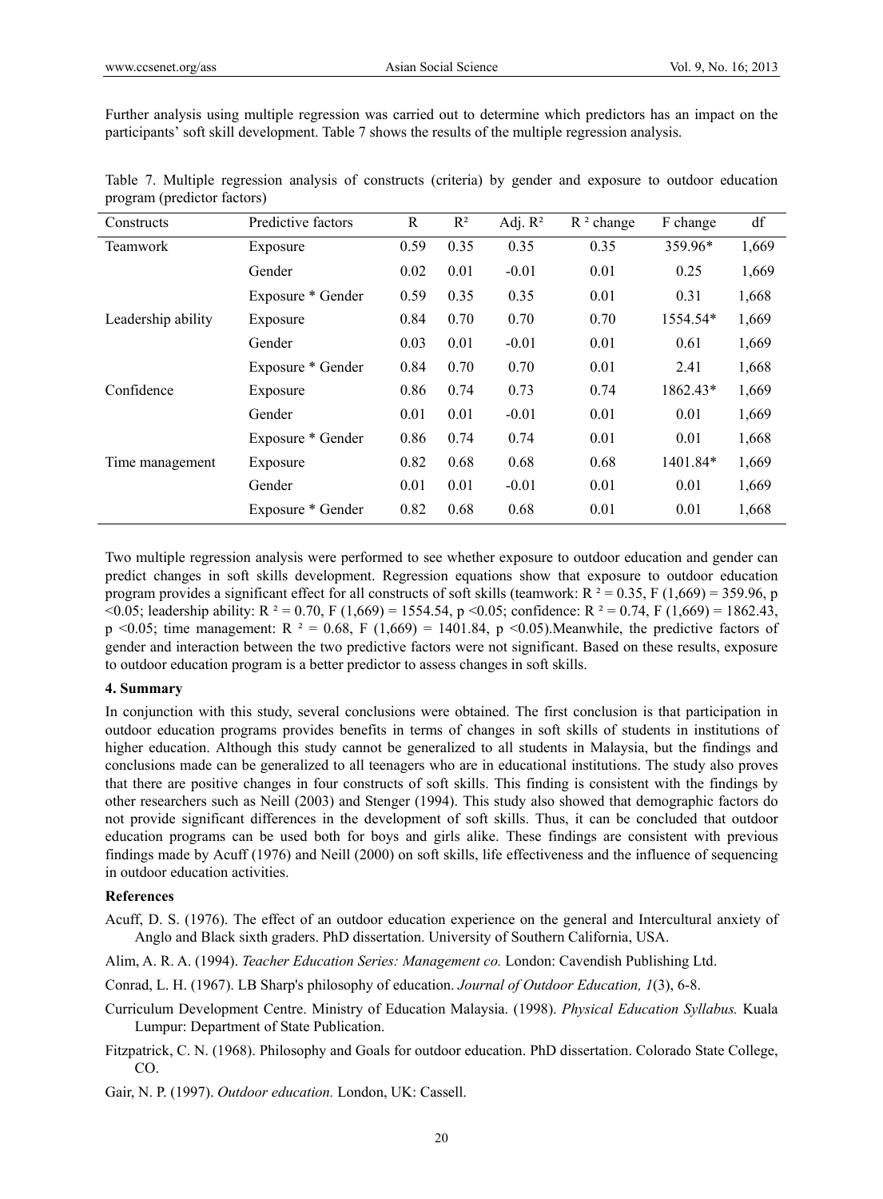Further analysis using multiple regression was carried out to determine which predictors has an impact on the participants' soft skill development. Table 7 shows the results of the multiple regression analysis.

Table 7. Multiple regression analysis of constructs (criteria) by gender and exposure to outdoor education program (predictor factors)

| Constructs | Predictive factors | R | $R^2$ | Adj. $R^2$ | $R^2$ change | F change | df |
|---|---|---|---|---|---|---|---|
| Teamwork | Exposure | 0.59 | 0.35 | 0.35 | 0.35 | 359.96* | 1,669 |
| | Gender | 0.02 | 0.01 | -0.01 | 0.01 | 0.25 | 1,669 |
| | Exposure * Gender | 0.59 | 0.35 | 0.35 | 0.01 | 0.31 | 1,668 |
| Leadership ability | Exposure | 0.84 | 0.70 | 0.70 | 0.70 | 1554.54* | 1,669 |
| | Gender | 0.03 | 0.01 | -0.01 | 0.01 | 0.61 | 1,669 |
| | Exposure * Gender | 0.84 | 0.70 | 0.70 | 0.01 | 2.41 | 1,668 |
| Confidence | Exposure | 0.86 | 0.74 | 0.73 | 0.74 | 1862.43* | 1,669 |
| | Gender | 0.01 | 0.01 | -0.01 | 0.01 | 0.01 | 1,669 |
| | Exposure * Gender | 0.86 | 0.74 | 0.74 | 0.01 | 0.01 | 1,668 |
| Time management | Exposure | 0.82 | 0.68 | 0.68 | 0.68 | 1401.84* | 1,669 |
| | Gender | 0.01 | 0.01 | -0.01 | 0.01 | 0.01 | 1,669 |
| | Exposure * Gender | 0.82 | 0.68 | 0.68 | 0.01 | 0.01 | 1,668 |

Two multiple regression analysis were performed to see whether exposure to outdoor education and gender can predict changes in soft skills development. Regression equations show that exposure to outdoor education program provides a significant effect for all constructs of soft skills (teamwork: $R^2 = 0.35$, $F(1,669) = 359.96$, $p < 0.05$; leadership ability: $R^2 = 0.70$, $F(1,669) = 1554.54$, $p < 0.05$; confidence: $R^2 = 0.74$, $F(1,669) = 1862.43$, $p < 0.05$; time management: $R^2 = 0.68$, $F(1,669) = 1401.84$, $p < 0.05$).Meanwhile, the predictive factors of gender and interaction between the two predictive factors were not significant. Based on these results, exposure to outdoor education program is a better predictor to assess changes in soft skills.

## 4. Summary

In conjunction with this study, several conclusions were obtained. The first conclusion is that participation in outdoor education programs provides benefits in terms of changes in soft skills of students in institutions of higher education. Although this study cannot be generalized to all students in Malaysia, but the findings and conclusions made can be generalized to all teenagers who are in educational institutions. The study also proves that there are positive changes in four constructs of soft skills. This finding is consistent with the findings by other researchers such as Neill (2003) and Stenger (1994). This study also showed that demographic factors do not provide significant differences in the development of soft skills. Thus, it can be concluded that outdoor education programs can be used both for boys and girls alike. These findings are consistent with previous findings made by Acuff (1976) and Neill (2000) on soft skills, life effectiveness and the influence of sequencing in outdoor education activities.

## References

Acuff, D. S. (1976). The effect of an outdoor education experience on the general and Intercultural anxiety of Anglo and Black sixth graders. PhD dissertation. University of Southern California, USA.

Alim, A. R. A. (1994). *Teacher Education Series: Management co.* London: Cavendish Publishing Ltd.

Conrad, L. H. (1967). LB Sharp's philosophy of education. *Journal of Outdoor Education, 1*(3), 6-8.

Curriculum Development Centre. Ministry of Education Malaysia. (1998). *Physical Education Syllabus.* Kuala Lumpur: Department of State Publication.

Fitzpatrick, C. N. (1968). Philosophy and Goals for outdoor education. PhD dissertation. Colorado State College, CO.

Gair, N. P. (1997). *Outdoor education.* London, UK: Cassell.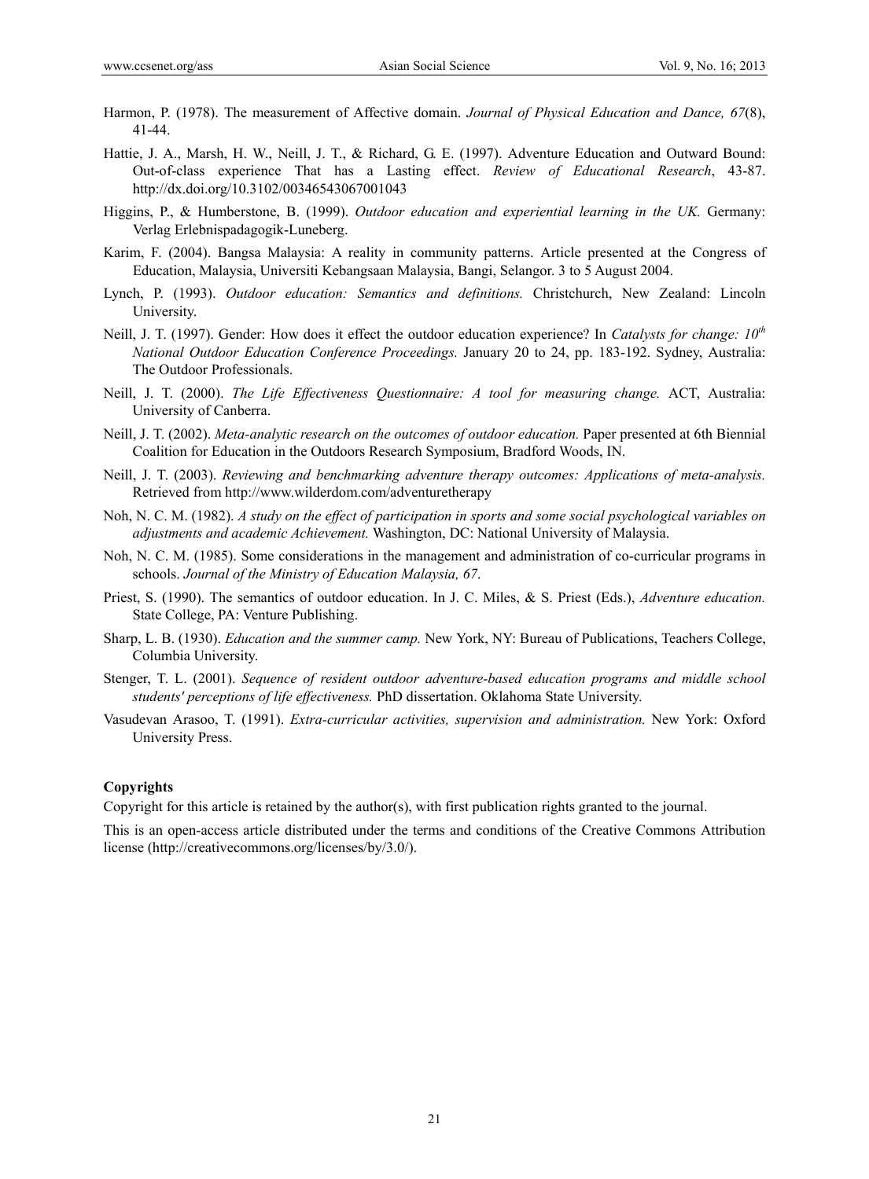Harmon, P. (1978). The measurement of Affective domain. *Journal of Physical Education and Dance, 67*(8), 41-44.

Hattie, J. A., Marsh, H. W., Neill, J. T., & Richard, G. E. (1997). Adventure Education and Outward Bound: Out-of-class experience That has a Lasting effect. *Review of Educational Research*, 43-87. http://dx.doi.org/10.3102/00346543067001043

Higgins, P., & Humberstone, B. (1999). *Outdoor education and experiential learning in the UK.* Germany: Verlag Erlebnispadagogik-Luneberg.

Karim, F. (2004). Bangsa Malaysia: A reality in community patterns. Article presented at the Congress of Education, Malaysia, Universiti Kebangsaan Malaysia, Bangi, Selangor. 3 to 5 August 2004.

Lynch, P. (1993). *Outdoor education: Semantics and definitions.* Christchurch, New Zealand: Lincoln University.

Neill, J. T. (1997). Gender: How does it effect the outdoor education experience? In *Catalysts for change: 10th National Outdoor Education Conference Proceedings.* January 20 to 24, pp. 183-192. Sydney, Australia: The Outdoor Professionals.

Neill, J. T. (2000). *The Life Effectiveness Questionnaire: A tool for measuring change.* ACT, Australia: University of Canberra.

Neill, J. T. (2002). *Meta-analytic research on the outcomes of outdoor education.* Paper presented at 6th Biennial Coalition for Education in the Outdoors Research Symposium, Bradford Woods, IN.

Neill, J. T. (2003). *Reviewing and benchmarking adventure therapy outcomes: Applications of meta-analysis.* Retrieved from http://www.wilderdom.com/adventuretherapy

Noh, N. C. M. (1982). *A study on the effect of participation in sports and some social psychological variables on adjustments and academic Achievement.* Washington, DC: National University of Malaysia.

Noh, N. C. M. (1985). Some considerations in the management and administration of co-curricular programs in schools. *Journal of the Ministry of Education Malaysia, 67*.

Priest, S. (1990). The semantics of outdoor education. In J. C. Miles, & S. Priest (Eds.), *Adventure education.* State College, PA: Venture Publishing.

Sharp, L. B. (1930). *Education and the summer camp.* New York, NY: Bureau of Publications, Teachers College, Columbia University.

Stenger, T. L. (2001). *Sequence of resident outdoor adventure-based education programs and middle school students' perceptions of life effectiveness.* PhD dissertation. Oklahoma State University.

Vasudevan Arasoo, T. (1991). *Extra-curricular activities, supervision and administration.* New York: Oxford University Press.

**Copyrights**

Copyright for this article is retained by the author(s), with first publication rights granted to the journal.

This is an open-access article distributed under the terms and conditions of the Creative Commons Attribution license (http://creativecommons.org/licenses/by/3.0/).